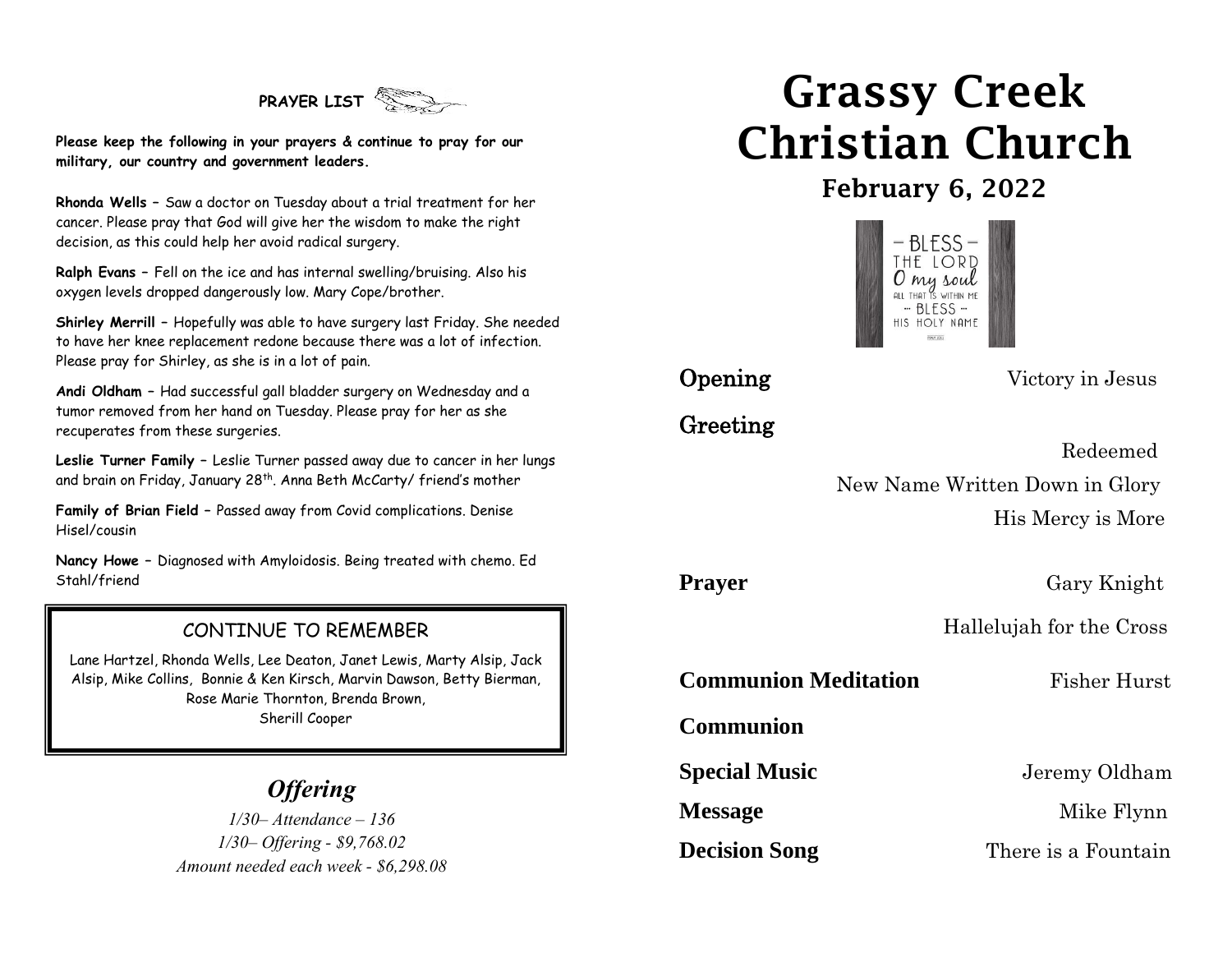**PRAYER LIST**

**Please keep the following in your prayers & continue to pray for our military, our country and government leaders.**

**Rhonda Wells** – Saw a doctor on Tuesday about a trial treatment for her cancer. Please pray that God will give her the wisdom to make the right decision, as this could help her avoid radical surgery.

**Ralph Evans** – Fell on the ice and has internal swelling/bruising. Also his oxygen levels dropped dangerously low. Mary Cope/brother.

**Shirley Merrill** – Hopefully was able to have surgery last Friday. She needed to have her knee replacement redone because there was a lot of infection. Please pray for Shirley, as she is in a lot of pain.

**Andi Oldham** – Had successful gall bladder surgery on Wednesday and a tumor removed from her hand on Tuesday. Please pray for her as she recuperates from these surgeries.

**Leslie Turner Family** – Leslie Turner passed away due to cancer in her lungs and brain on Friday, January 28th. Anna Beth McCarty/ friend's mother

**Family of Brian Field** – Passed away from Covid complications. Denise Hisel/cousin

**Nancy Howe** – Diagnosed with Amyloidosis. Being treated with chemo. Ed Stahl/friend

CONTINUE TO REMEMBER

Lane Hartzel, Rhonda Wells, Lee Deaton, Janet Lewis, Marty Alsip, Jack Alsip, Mike Collins, Bonnie & Ken Kirsch, Marvin Dawson, Betty Bierman, Rose Marie Thornton, Brenda Brown, Sherill Cooper

## *Offering*

*1/30– Attendance – 136*
*1/30– Offering - $9,768.02*
*Amount needed each week - $6,298.08*

# Grassy Creek Christian Church

## February 6, 2022

– BLESS – THE LORD O my soul ALL THAT IS WITHIN ME – BLESS – HIS HOLY NAME

**Opening** Victory in Jesus

**Greeting**

Redeemed
New Name Written Down in Glory
His Mercy is More

**Prayer** Gary Knight

Hallelujah for the Cross

**Communion Meditation** Fisher Hurst

**Communion**

**Special Music** Jeremy Oldham

**Message** Mike Flynn

**Decision Song** There is a Fountain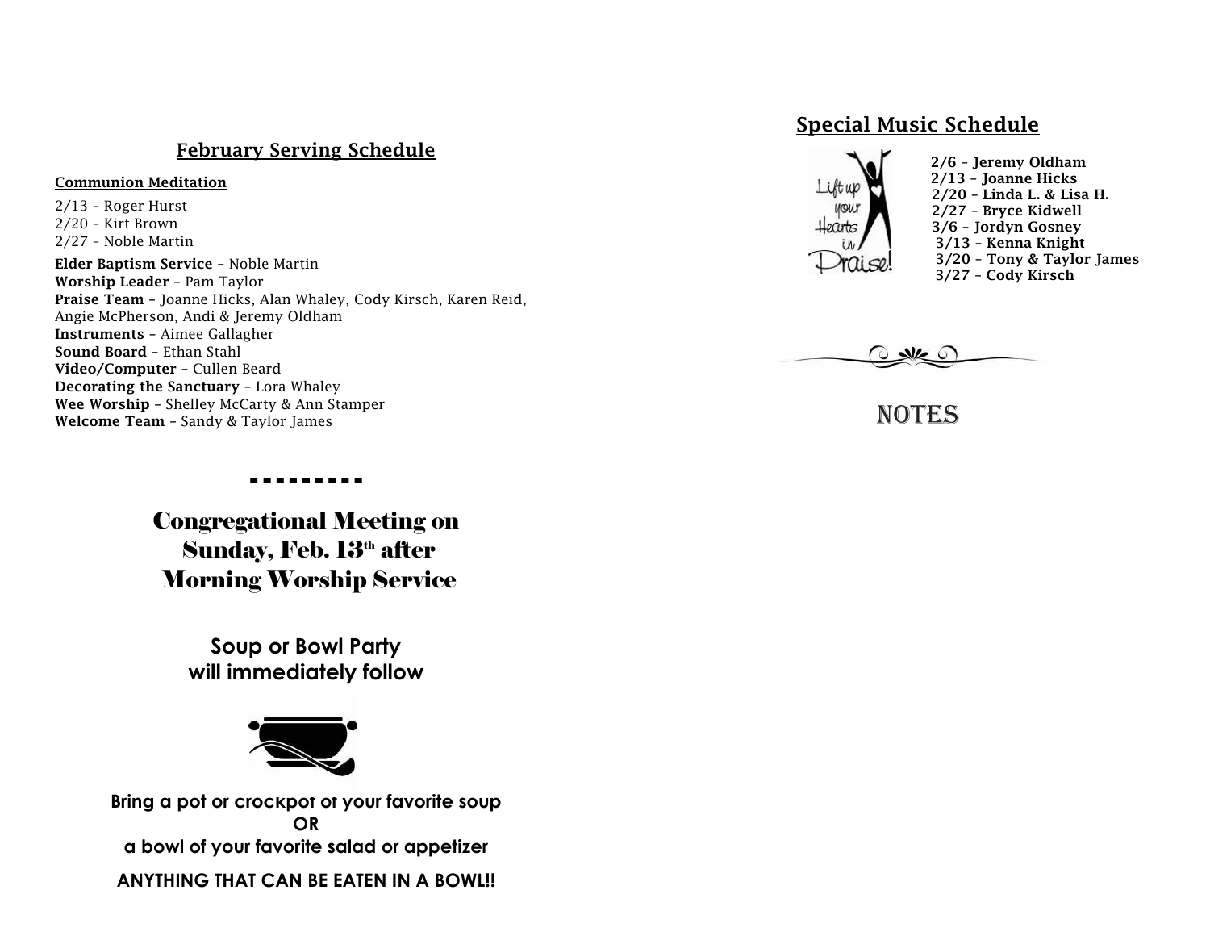## February Serving Schedule

**Communion Meditation**

2/13 – Roger Hurst
2/20 – Kirt Brown
2/27 – Noble Martin

**Elder Baptism Service** – Noble Martin
**Worship Leader** – Pam Taylor
**Praise Team** – Joanne Hicks, Alan Whaley, Cody Kirsch, Karen Reid, Angie McPherson, Andi & Jeremy Oldham
**Instruments** – Aimee Gallagher
**Sound Board** – Ethan Stahl
**Video/Computer** – Cullen Beard
**Decorating the Sanctuary** – Lora Whaley
**Wee Worship** – Shelley McCarty & Ann Stamper
**Welcome Team** – Sandy & Taylor James

---

## Congregational Meeting on Sunday, Feb. 13th after Morning Worship Service

**Soup or Bowl Party will immediately follow**

**Bring a pot or crockpot of your favorite soup**
**OR**
**a bowl of your favorite salad or appetizer**

**ANYTHING THAT CAN BE EATEN IN A BOWL!!**

## Special Music Schedule

**2/6 – Jeremy Oldham**
**2/13 – Joanne Hicks**
**2/20 – Linda L. & Lisa H.**
**2/27 – Bryce Kidwell**
**3/6 – Jordyn Gosney**
**3/13 – Kenna Knight**
**3/20 – Tony & Taylor James**
**3/27 – Cody Kirsch**

## NOTES